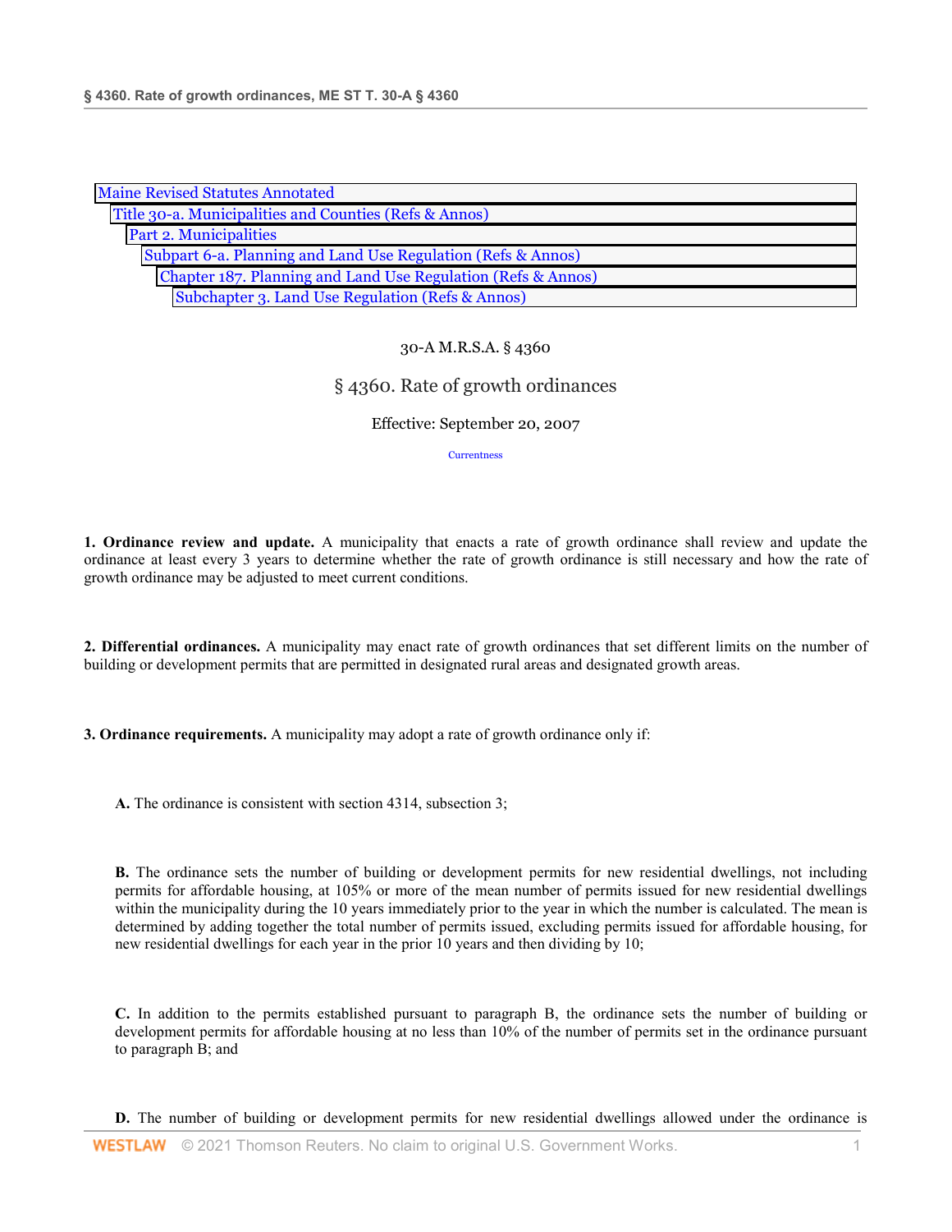Maine Revised Statutes Annotated

Title 30-a. Municipalities and Counties (Refs & Annos)

Part 2. Municipalities

Subpart 6-a. Planning and Land Use Regulation (Refs & Annos)

Chapter 187. Planning and Land Use Regulation (Refs & Annos)

Subchapter 3. Land Use Regulation (Refs & Annos)

30-A M.R.S.A. § 4360

# § 4360. Rate of growth ordinances

Effective: September 20, 2007

Currentness

**1. Ordinance review and update.** A municipality that enacts a rate of growth ordinance shall review and update the ordinance at least every 3 years to determine whether the rate of growth ordinance is still necessary and how the rate of growth ordinance may be adjusted to meet current conditions.

**2. Differential ordinances.** A municipality may enact rate of growth ordinances that set different limits on the number of building or development permits that are permitted in designated rural areas and designated growth areas.

**3. Ordinance requirements.** A municipality may adopt a rate of growth ordinance only if:

**A.** The ordinance is consistent with section 4314, subsection 3;

**B.** The ordinance sets the number of building or development permits for new residential dwellings, not including permits for affordable housing, at 105% or more of the mean number of permits issued for new residential dwellings within the municipality during the 10 years immediately prior to the year in which the number is calculated. The mean is determined by adding together the total number of permits issued, excluding permits issued for affordable housing, for new residential dwellings for each year in the prior 10 years and then dividing by 10;

**C.** In addition to the permits established pursuant to paragraph B, the ordinance sets the number of building or development permits for affordable housing at no less than 10% of the number of permits set in the ordinance pursuant to paragraph B; and

**D.** The number of building or development permits for new residential dwellings allowed under the ordinance is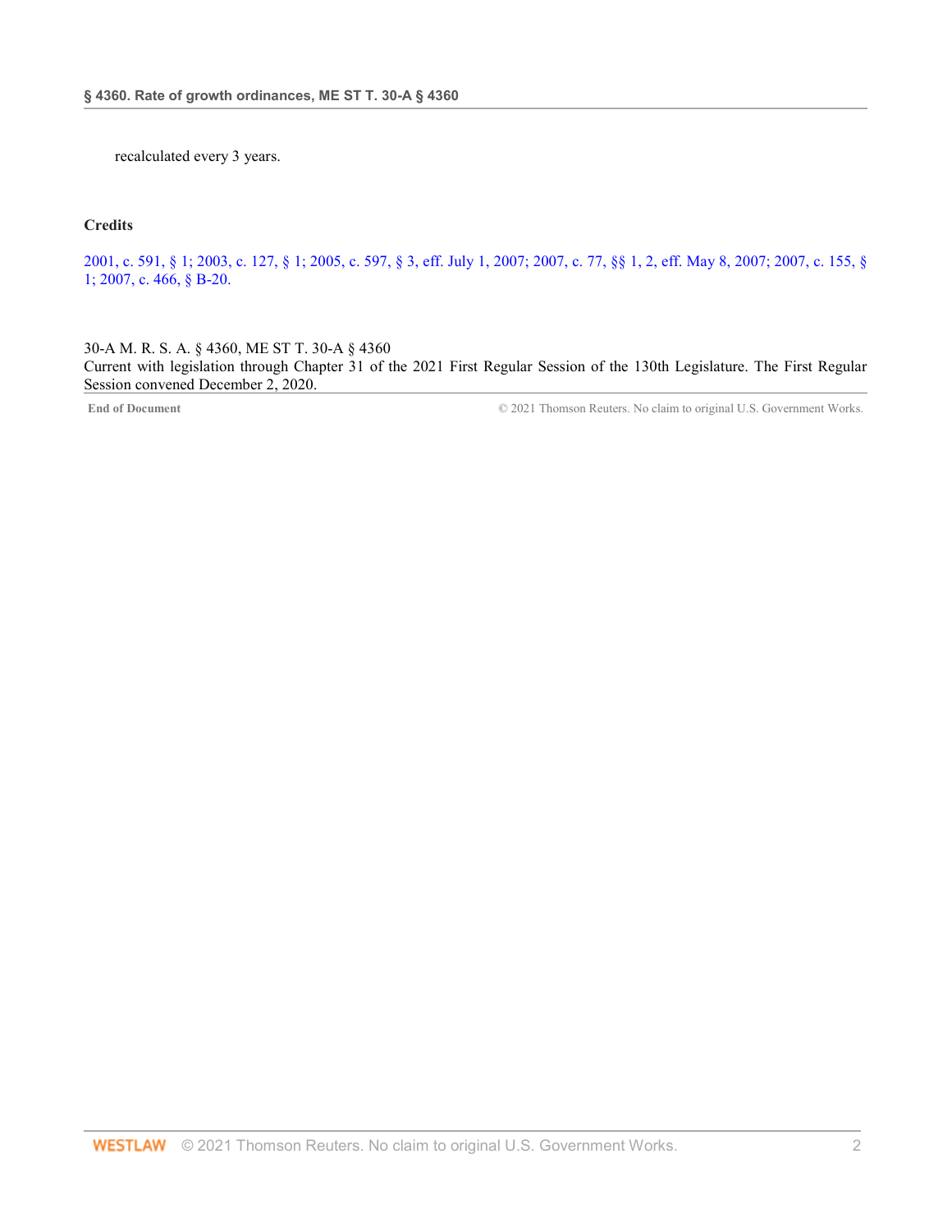recalculated every 3 years.

**Credits**

2001, c. 591, § 1; 2003, c. 127, § 1; 2005, c. 597, § 3, eff. July 1, 2007; 2007, c. 77, §§ 1, 2, eff. May 8, 2007; 2007, c. 155, § 1; 2007, c. 466, § B-20.

30-A M. R. S. A. § 4360, ME ST T. 30-A § 4360
Current with legislation through Chapter 31 of the 2021 First Regular Session of the 130th Legislature. The First Regular Session convened December 2, 2020.

**End of Document** © 2021 Thomson Reuters. No claim to original U.S. Government Works.